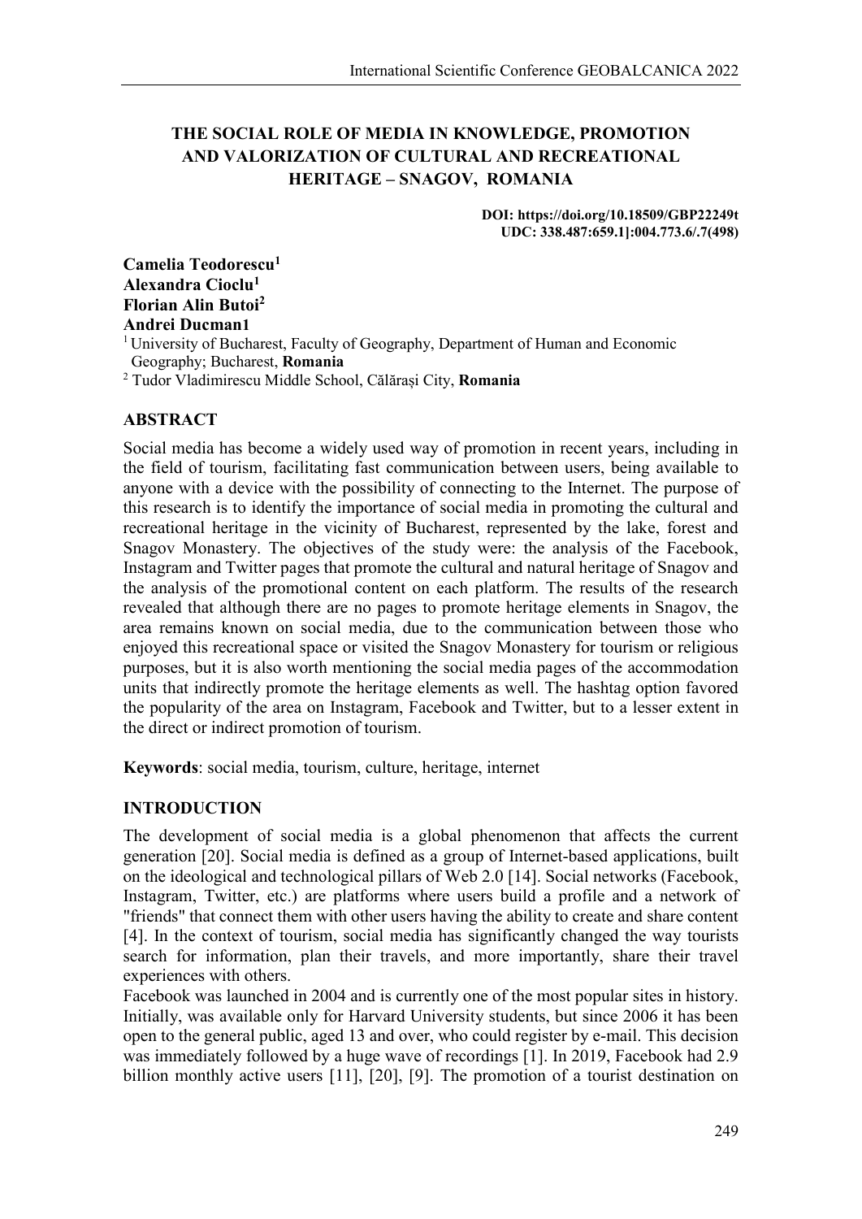# THE SOCIAL ROLE OF MEDIA IN KNOWLEDGE, PROMOTION AND VALORIZATION OF CULTURAL AND RECREATIONAL HERITAGE – SNAGOV, ROMANIA

**DOI: https://doi.org/10.18509/GBP22249t**
**UDC: 338.487:659.1]:004.773.6/.7(498)**

**Camelia Teodorescu[1]**
**Alexandra Cioclu[1]**
**Florian Alin Butoi[2]**
**Andrei Ducman1**

[1] University of Bucharest, Faculty of Geography, Department of Human and Economic Geography; Bucharest, **Romania**
[2] Tudor Vladimirescu Middle School, Călărași City, **Romania**

## ABSTRACT

Social media has become a widely used way of promotion in recent years, including in the field of tourism, facilitating fast communication between users, being available to anyone with a device with the possibility of connecting to the Internet. The purpose of this research is to identify the importance of social media in promoting the cultural and recreational heritage in the vicinity of Bucharest, represented by the lake, forest and Snagov Monastery. The objectives of the study were: the analysis of the Facebook, Instagram and Twitter pages that promote the cultural and natural heritage of Snagov and the analysis of the promotional content on each platform. The results of the research revealed that although there are no pages to promote heritage elements in Snagov, the area remains known on social media, due to the communication between those who enjoyed this recreational space or visited the Snagov Monastery for tourism or religious purposes, but it is also worth mentioning the social media pages of the accommodation units that indirectly promote the heritage elements as well. The hashtag option favored the popularity of the area on Instagram, Facebook and Twitter, but to a lesser extent in the direct or indirect promotion of tourism.

**Keywords**: social media, tourism, culture, heritage, internet

## INTRODUCTION

The development of social media is a global phenomenon that affects the current generation [20]. Social media is defined as a group of Internet-based applications, built on the ideological and technological pillars of Web 2.0 [14]. Social networks (Facebook, Instagram, Twitter, etc.) are platforms where users build a profile and a network of "friends" that connect them with other users having the ability to create and share content [4]. In the context of tourism, social media has significantly changed the way tourists search for information, plan their travels, and more importantly, share their travel experiences with others.

Facebook was launched in 2004 and is currently one of the most popular sites in history. Initially, was available only for Harvard University students, but since 2006 it has been open to the general public, aged 13 and over, who could register by e-mail. This decision was immediately followed by a huge wave of recordings [1]. In 2019, Facebook had 2.9 billion monthly active users [11], [20], [9]. The promotion of a tourist destination on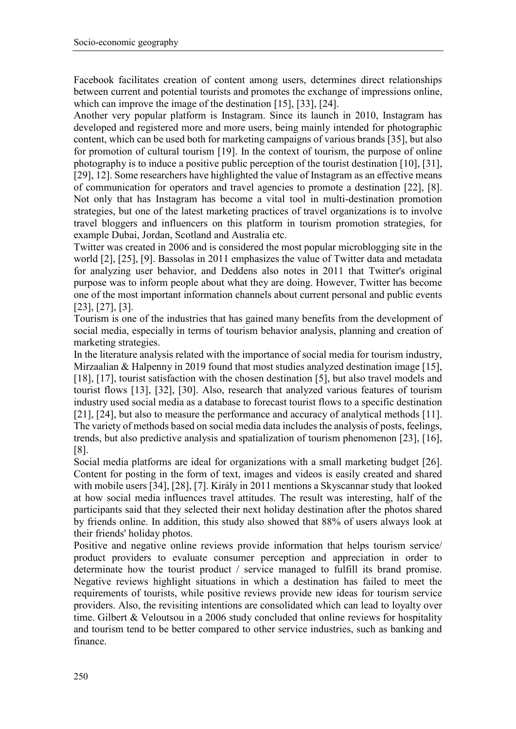Facebook facilitates creation of content among users, determines direct relationships between current and potential tourists and promotes the exchange of impressions online, which can improve the image of the destination [15], [33], [24].

Another very popular platform is Instagram. Since its launch in 2010, Instagram has developed and registered more and more users, being mainly intended for photographic content, which can be used both for marketing campaigns of various brands [35], but also for promotion of cultural tourism [19]. In the context of tourism, the purpose of online photography is to induce a positive public perception of the tourist destination [10], [31], [29], 12]. Some researchers have highlighted the value of Instagram as an effective means of communication for operators and travel agencies to promote a destination [22], [8]. Not only that has Instagram has become a vital tool in multi-destination promotion strategies, but one of the latest marketing practices of travel organizations is to involve travel bloggers and influencers on this platform in tourism promotion strategies, for example Dubai, Jordan, Scotland and Australia etc.

Twitter was created in 2006 and is considered the most popular microblogging site in the world [2], [25], [9]. Bassolas in 2011 emphasizes the value of Twitter data and metadata for analyzing user behavior, and Deddens also notes in 2011 that Twitter's original purpose was to inform people about what they are doing. However, Twitter has become one of the most important information channels about current personal and public events [23], [27], [3].

Tourism is one of the industries that has gained many benefits from the development of social media, especially in terms of tourism behavior analysis, planning and creation of marketing strategies.

In the literature analysis related with the importance of social media for tourism industry, Mirzaalian & Halpenny in 2019 found that most studies analyzed destination image [15], [18], [17], tourist satisfaction with the chosen destination [5], but also travel models and tourist flows [13], [32], [30]. Also, research that analyzed various features of tourism industry used social media as a database to forecast tourist flows to a specific destination [21], [24], but also to measure the performance and accuracy of analytical methods [11]. The variety of methods based on social media data includes the analysis of posts, feelings, trends, but also predictive analysis and spatialization of tourism phenomenon [23], [16], [8].

Social media platforms are ideal for organizations with a small marketing budget [26]. Content for posting in the form of text, images and videos is easily created and shared with mobile users [34], [28], [7]. Király in 2011 mentions a Skyscannar study that looked at how social media influences travel attitudes. The result was interesting, half of the participants said that they selected their next holiday destination after the photos shared by friends online. In addition, this study also showed that 88% of users always look at their friends' holiday photos.

Positive and negative online reviews provide information that helps tourism service/ product providers to evaluate consumer perception and appreciation in order to determinate how the tourist product / service managed to fulfill its brand promise. Negative reviews highlight situations in which a destination has failed to meet the requirements of tourists, while positive reviews provide new ideas for tourism service providers. Also, the revisiting intentions are consolidated which can lead to loyalty over time. Gilbert & Veloutsou in a 2006 study concluded that online reviews for hospitality and tourism tend to be better compared to other service industries, such as banking and finance.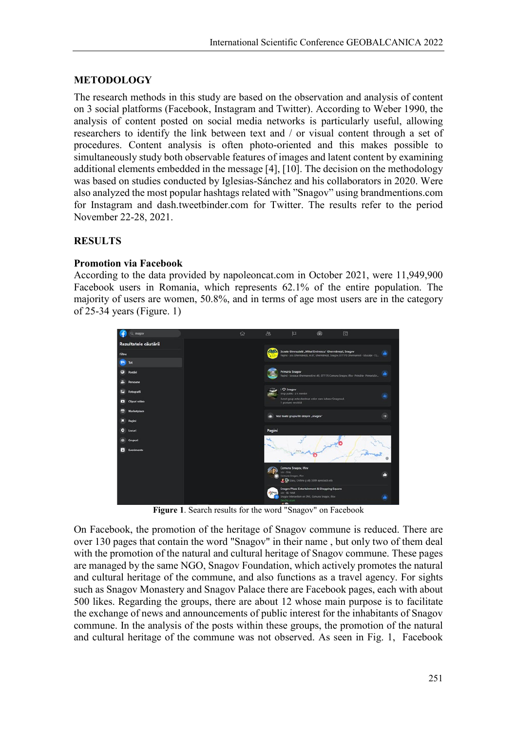## METODOLOGY

The research methods in this study are based on the observation and analysis of content on 3 social platforms (Facebook, Instagram and Twitter). According to Weber 1990, the analysis of content posted on social media networks is particularly useful, allowing researchers to identify the link between text and / or visual content through a set of procedures. Content analysis is often photo-oriented and this makes possible to simultaneously study both observable features of images and latent content by examining additional elements embedded in the message [4], [10]. The decision on the methodology was based on studies conducted by Iglesias-Sánchez and his collaborators in 2020. Were also analyzed the most popular hashtags related with ”Snagov” using brandmentions.com for Instagram and dash.tweetbinder.com for Twitter. The results refer to the period November 22-28, 2021.

## RESULTS

### Promotion via Facebook

According to the data provided by napoleoncat.com in October 2021, were 11,949,900 Facebook users in Romania, which represents 62.1% of the entire population. The majority of users are women, 50.8%, and in terms of age most users are in the category of 25-34 years (Figure. 1)

**Figure 1**. Search results for the word "Snagov" on Facebook

On Facebook, the promotion of the heritage of Snagov commune is reduced. There are over 130 pages that contain the word "Snagov" in their name , but only two of them deal with the promotion of the natural and cultural heritage of Snagov commune. These pages are managed by the same NGO, Snagov Foundation, which actively promotes the natural and cultural heritage of the commune, and also functions as a travel agency. For sights such as Snagov Monastery and Snagov Palace there are Facebook pages, each with about 500 likes. Regarding the groups, there are about 12 whose main purpose is to facilitate the exchange of news and announcements of public interest for the inhabitants of Snagov commune. In the analysis of the posts within these groups, the promotion of the natural and cultural heritage of the commune was not observed. As seen in Fig. 1, Facebook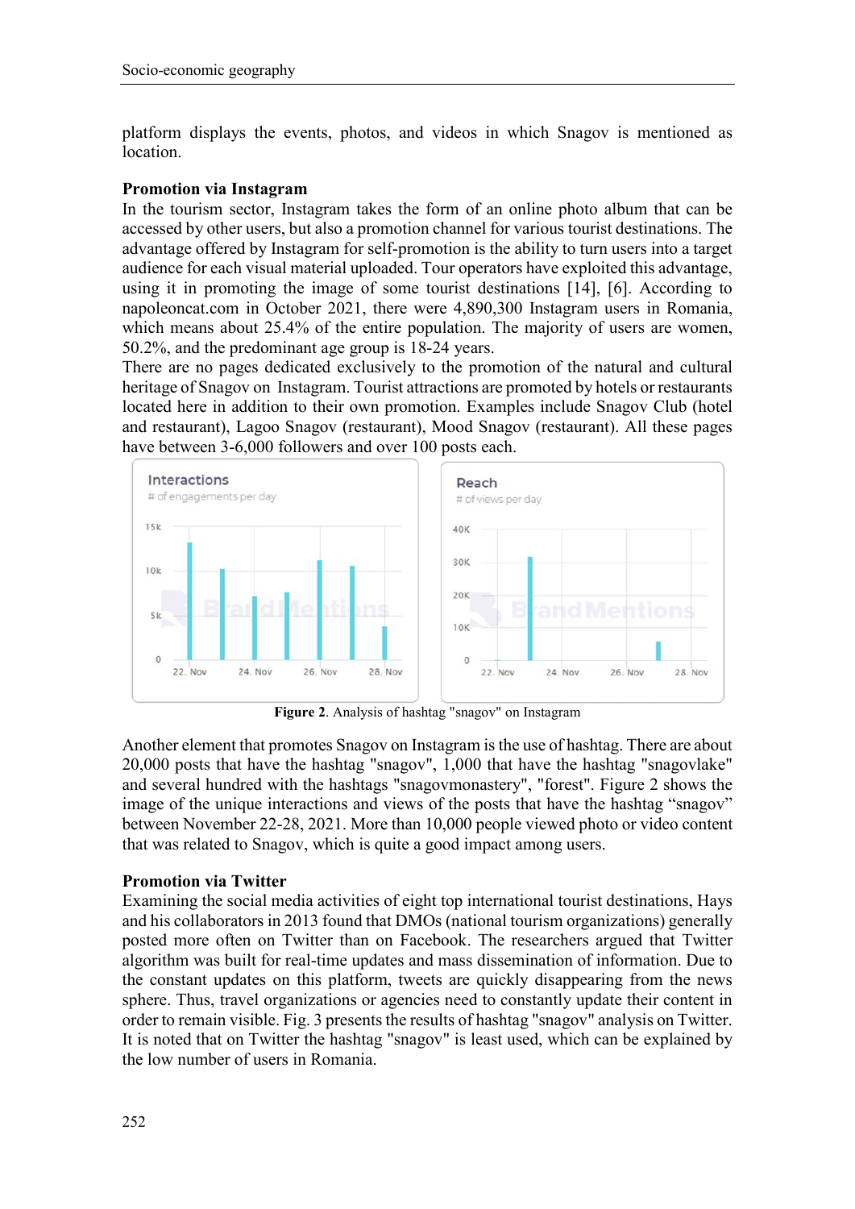platform displays the events, photos, and videos in which Snagov is mentioned as location.

**Promotion via Instagram**

In the tourism sector, Instagram takes the form of an online photo album that can be accessed by other users, but also a promotion channel for various tourist destinations. The advantage offered by Instagram for self-promotion is the ability to turn users into a target audience for each visual material uploaded. Tour operators have exploited this advantage, using it in promoting the image of some tourist destinations [14], [6]. According to napoleoncat.com in October 2021, there were 4,890,300 Instagram users in Romania, which means about 25.4% of the entire population. The majority of users are women, 50.2%, and the predominant age group is 18-24 years.

There are no pages dedicated exclusively to the promotion of the natural and cultural heritage of Snagov on Instagram. Tourist attractions are promoted by hotels or restaurants located here in addition to their own promotion. Examples include Snagov Club (hotel and restaurant), Lagoo Snagov (restaurant), Mood Snagov (restaurant). All these pages have between 3-6,000 followers and over 100 posts each.

**Figure 2**. Analysis of hashtag "snagov" on Instagram

Another element that promotes Snagov on Instagram is the use of hashtag. There are about 20,000 posts that have the hashtag "snagov", 1,000 that have the hashtag "snagovlake" and several hundred with the hashtags "snagovmonastery", "forest". Figure 2 shows the image of the unique interactions and views of the posts that have the hashtag "snagov" between November 22-28, 2021. More than 10,000 people viewed photo or video content that was related to Snagov, which is quite a good impact among users.

**Promotion via Twitter**

Examining the social media activities of eight top international tourist destinations, Hays and his collaborators in 2013 found that DMOs (national tourism organizations) generally posted more often on Twitter than on Facebook. The researchers argued that Twitter algorithm was built for real-time updates and mass dissemination of information. Due to the constant updates on this platform, tweets are quickly disappearing from the news sphere. Thus, travel organizations or agencies need to constantly update their content in order to remain visible. Fig. 3 presents the results of hashtag "snagov" analysis on Twitter. It is noted that on Twitter the hashtag "snagov" is least used, which can be explained by the low number of users in Romania.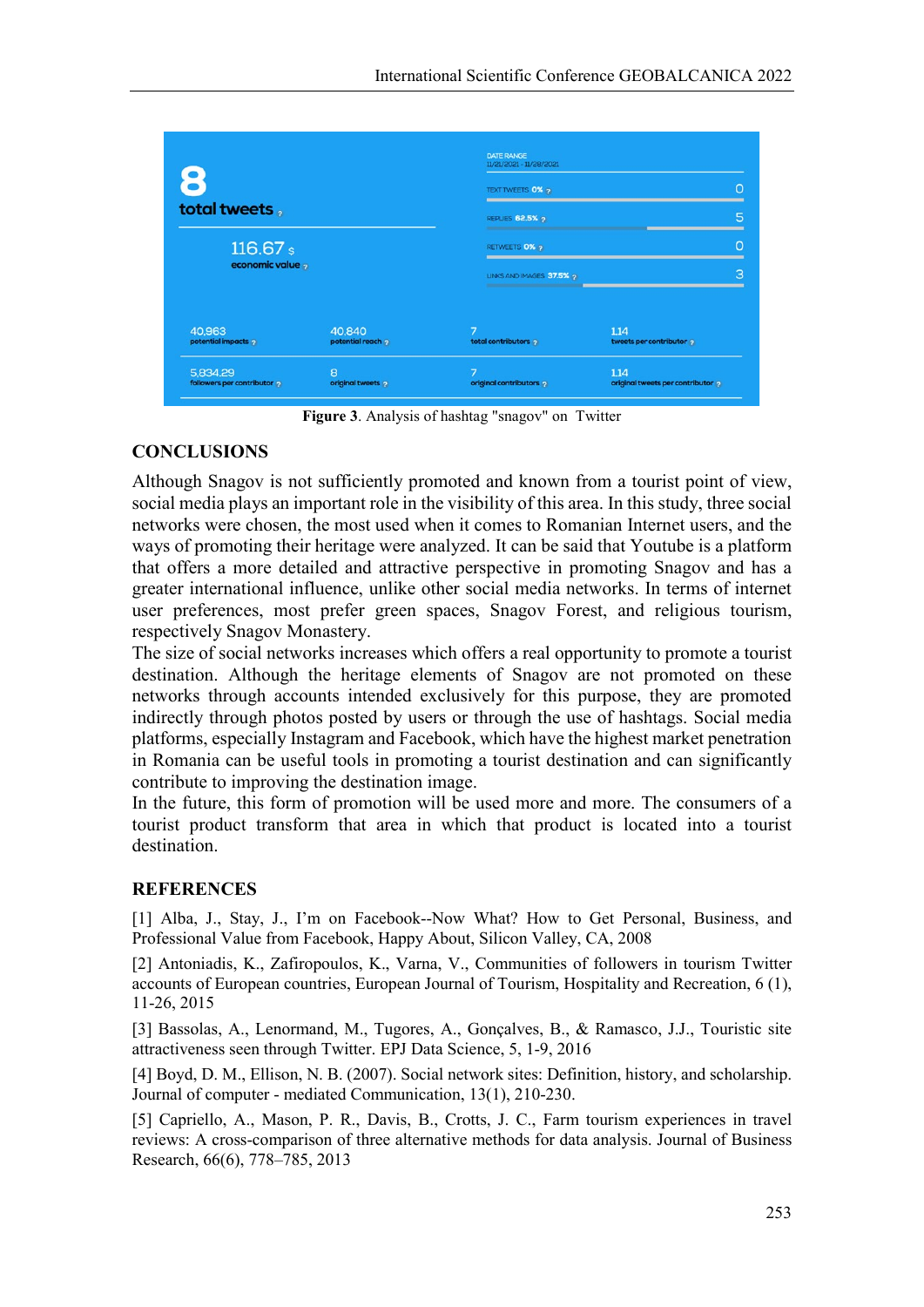8
total tweets

116.67 $
economic value

DATE RANGE
11/21/2021 - 11/28/2021

TEXT TWEETS 0% — 0

REPLIES 62.5% — 5

RETWEETS 0% — 0

LINKS AND IMAGES 37.5% — 3

| 40,963 potential impacts | 40,840 potential reach | 7 total contributors | 1.14 tweets per contributor |
|---|---|---|---|
| 5,834.29 followers per contributor | 8 original tweets | 7 original contributors | 1.14 original tweets per contributor |

**Figure 3**. Analysis of hashtag "snagov" on Twitter

## CONCLUSIONS

Although Snagov is not sufficiently promoted and known from a tourist point of view, social media plays an important role in the visibility of this area. In this study, three social networks were chosen, the most used when it comes to Romanian Internet users, and the ways of promoting their heritage were analyzed. It can be said that Youtube is a platform that offers a more detailed and attractive perspective in promoting Snagov and has a greater international influence, unlike other social media networks. In terms of internet user preferences, most prefer green spaces, Snagov Forest, and religious tourism, respectively Snagov Monastery.

The size of social networks increases which offers a real opportunity to promote a tourist destination. Although the heritage elements of Snagov are not promoted on these networks through accounts intended exclusively for this purpose, they are promoted indirectly through photos posted by users or through the use of hashtags. Social media platforms, especially Instagram and Facebook, which have the highest market penetration in Romania can be useful tools in promoting a tourist destination and can significantly contribute to improving the destination image.

In the future, this form of promotion will be used more and more. The consumers of a tourist product transform that area in which that product is located into a tourist destination.

## REFERENCES

[1] Alba, J., Stay, J., I'm on Facebook--Now What? How to Get Personal, Business, and Professional Value from Facebook, Happy About, Silicon Valley, CA, 2008

[2] Antoniadis, K., Zafiropoulos, K., Varna, V., Communities of followers in tourism Twitter accounts of European countries, European Journal of Tourism, Hospitality and Recreation, 6 (1), 11-26, 2015

[3] Bassolas, A., Lenormand, M., Tugores, A., Gonçalves, B., & Ramasco, J.J., Touristic site attractiveness seen through Twitter. EPJ Data Science, 5, 1-9, 2016

[4] Boyd, D. M., Ellison, N. B. (2007). Social network sites: Definition, history, and scholarship. Journal of computer - mediated Communication, 13(1), 210-230.

[5] Capriello, A., Mason, P. R., Davis, B., Crotts, J. C., Farm tourism experiences in travel reviews: A cross-comparison of three alternative methods for data analysis. Journal of Business Research, 66(6), 778–785, 2013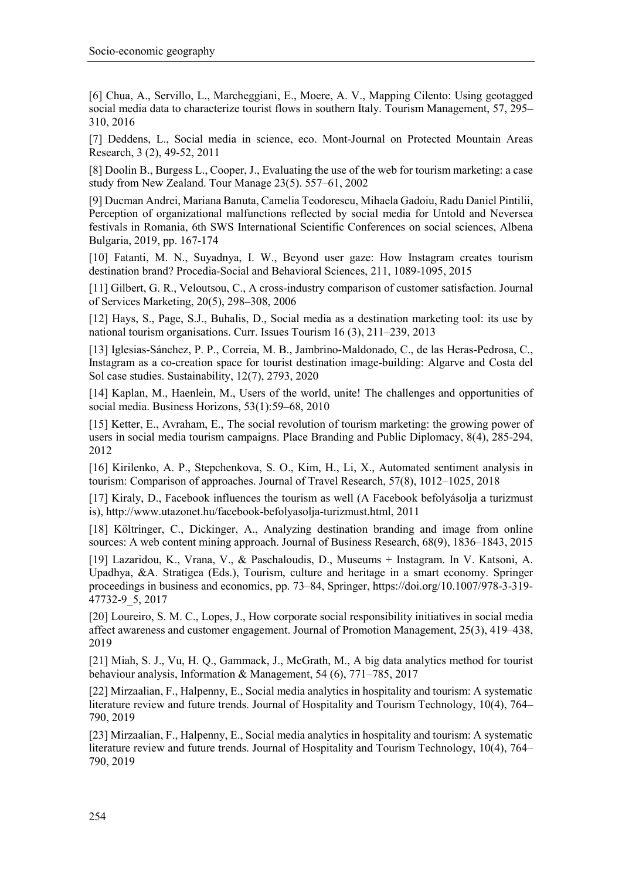[6] Chua, A., Servillo, L., Marcheggiani, E., Moere, A. V., Mapping Cilento: Using geotagged social media data to characterize tourist flows in southern Italy. Tourism Management, 57, 295–310, 2016

[7] Deddens, L., Social media in science, eco. Mont-Journal on Protected Mountain Areas Research, 3 (2), 49-52, 2011

[8] Doolin B., Burgess L., Cooper, J., Evaluating the use of the web for tourism marketing: a case study from New Zealand. Tour Manage 23(5). 557–61, 2002

[9] Ducman Andrei, Mariana Banuta, Camelia Teodorescu, Mihaela Gadoiu, Radu Daniel Pintilii, Perception of organizational malfunctions reflected by social media for Untold and Neversea festivals in Romania, 6th SWS International Scientific Conferences on social sciences, Albena Bulgaria, 2019, pp. 167-174

[10] Fatanti, M. N., Suyadnya, I. W., Beyond user gaze: How Instagram creates tourism destination brand? Procedia-Social and Behavioral Sciences, 211, 1089-1095, 2015

[11] Gilbert, G. R., Veloutsou, C., A cross-industry comparison of customer satisfaction. Journal of Services Marketing, 20(5), 298–308, 2006

[12] Hays, S., Page, S.J., Buhalis, D., Social media as a destination marketing tool: its use by national tourism organisations. Curr. Issues Tourism 16 (3), 211–239, 2013

[13] Iglesias-Sánchez, P. P., Correia, M. B., Jambrino-Maldonado, C., de las Heras-Pedrosa, C., Instagram as a co-creation space for tourist destination image-building: Algarve and Costa del Sol case studies. Sustainability, 12(7), 2793, 2020

[14] Kaplan, M., Haenlein, M., Users of the world, unite! The challenges and opportunities of social media. Business Horizons, 53(1):59–68, 2010

[15] Ketter, E., Avraham, E., The social revolution of tourism marketing: the growing power of users in social media tourism campaigns. Place Branding and Public Diplomacy, 8(4), 285-294, 2012

[16] Kirilenko, A. P., Stepchenkova, S. O., Kim, H., Li, X., Automated sentiment analysis in tourism: Comparison of approaches. Journal of Travel Research, 57(8), 1012–1025, 2018

[17] Kiraly, D., Facebook influences the tourism as well (A Facebook befolyásolja a turizmust is), http://www.utazonet.hu/facebook-befolyasolja-turizmust.html, 2011

[18] Költringer, C., Dickinger, A., Analyzing destination branding and image from online sources: A web content mining approach. Journal of Business Research, 68(9), 1836–1843, 2015

[19] Lazaridou, K., Vrana, V., & Paschaloudis, D., Museums + Instagram. In V. Katsoni, A. Upadhya, &A. Stratigea (Eds.), Tourism, culture and heritage in a smart economy. Springer proceedings in business and economics, pp. 73–84, Springer, https://doi.org/10.1007/978-3-319-47732-9_5, 2017

[20] Loureiro, S. M. C., Lopes, J., How corporate social responsibility initiatives in social media affect awareness and customer engagement. Journal of Promotion Management, 25(3), 419–438, 2019

[21] Miah, S. J., Vu, H. Q., Gammack, J., McGrath, M., A big data analytics method for tourist behaviour analysis, Information & Management, 54 (6), 771–785, 2017

[22] Mirzaalian, F., Halpenny, E., Social media analytics in hospitality and tourism: A systematic literature review and future trends. Journal of Hospitality and Tourism Technology, 10(4), 764–790, 2019

[23] Mirzaalian, F., Halpenny, E., Social media analytics in hospitality and tourism: A systematic literature review and future trends. Journal of Hospitality and Tourism Technology, 10(4), 764–790, 2019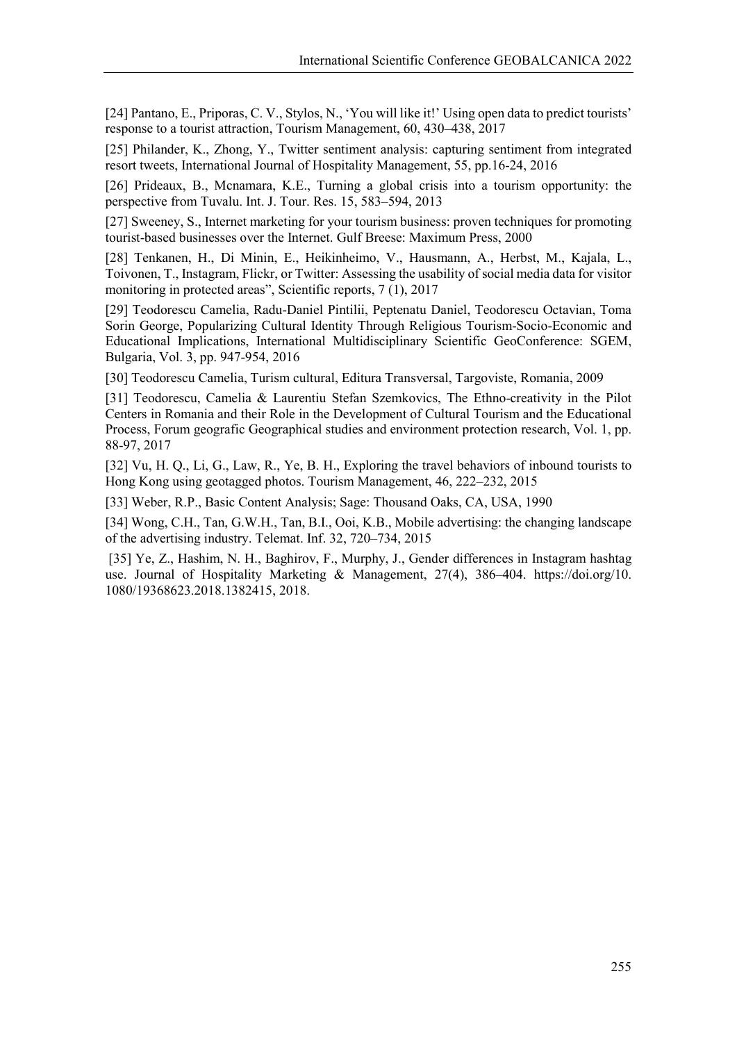[24] Pantano, E., Priporas, C. V., Stylos, N., 'You will like it!' Using open data to predict tourists' response to a tourist attraction, Tourism Management, 60, 430–438, 2017

[25] Philander, K., Zhong, Y., Twitter sentiment analysis: capturing sentiment from integrated resort tweets, International Journal of Hospitality Management, 55, pp.16-24, 2016

[26] Prideaux, B., Mcnamara, K.E., Turning a global crisis into a tourism opportunity: the perspective from Tuvalu. Int. J. Tour. Res. 15, 583–594, 2013

[27] Sweeney, S., Internet marketing for your tourism business: proven techniques for promoting tourist-based businesses over the Internet. Gulf Breese: Maximum Press, 2000

[28] Tenkanen, H., Di Minin, E., Heikinheimo, V., Hausmann, A., Herbst, M., Kajala, L., Toivonen, T., Instagram, Flickr, or Twitter: Assessing the usability of social media data for visitor monitoring in protected areas", Scientific reports, 7 (1), 2017

[29] Teodorescu Camelia, Radu-Daniel Pintilii, Peptenatu Daniel, Teodorescu Octavian, Toma Sorin George, Popularizing Cultural Identity Through Religious Tourism-Socio-Economic and Educational Implications, International Multidisciplinary Scientific GeoConference: SGEM, Bulgaria, Vol. 3, pp. 947-954, 2016

[30] Teodorescu Camelia, Turism cultural, Editura Transversal, Targoviste, Romania, 2009

[31] Teodorescu, Camelia & Laurentiu Stefan Szemkovics, The Ethno-creativity in the Pilot Centers in Romania and their Role in the Development of Cultural Tourism and the Educational Process, Forum geografic Geographical studies and environment protection research, Vol. 1, pp. 88-97, 2017

[32] Vu, H. Q., Li, G., Law, R., Ye, B. H., Exploring the travel behaviors of inbound tourists to Hong Kong using geotagged photos. Tourism Management, 46, 222–232, 2015

[33] Weber, R.P., Basic Content Analysis; Sage: Thousand Oaks, CA, USA, 1990

[34] Wong, C.H., Tan, G.W.H., Tan, B.I., Ooi, K.B., Mobile advertising: the changing landscape of the advertising industry. Telemat. Inf. 32, 720–734, 2015

[35] Ye, Z., Hashim, N. H., Baghirov, F., Murphy, J., Gender differences in Instagram hashtag use. Journal of Hospitality Marketing & Management, 27(4), 386–404. https://doi.org/10.1080/19368623.2018.1382415, 2018.